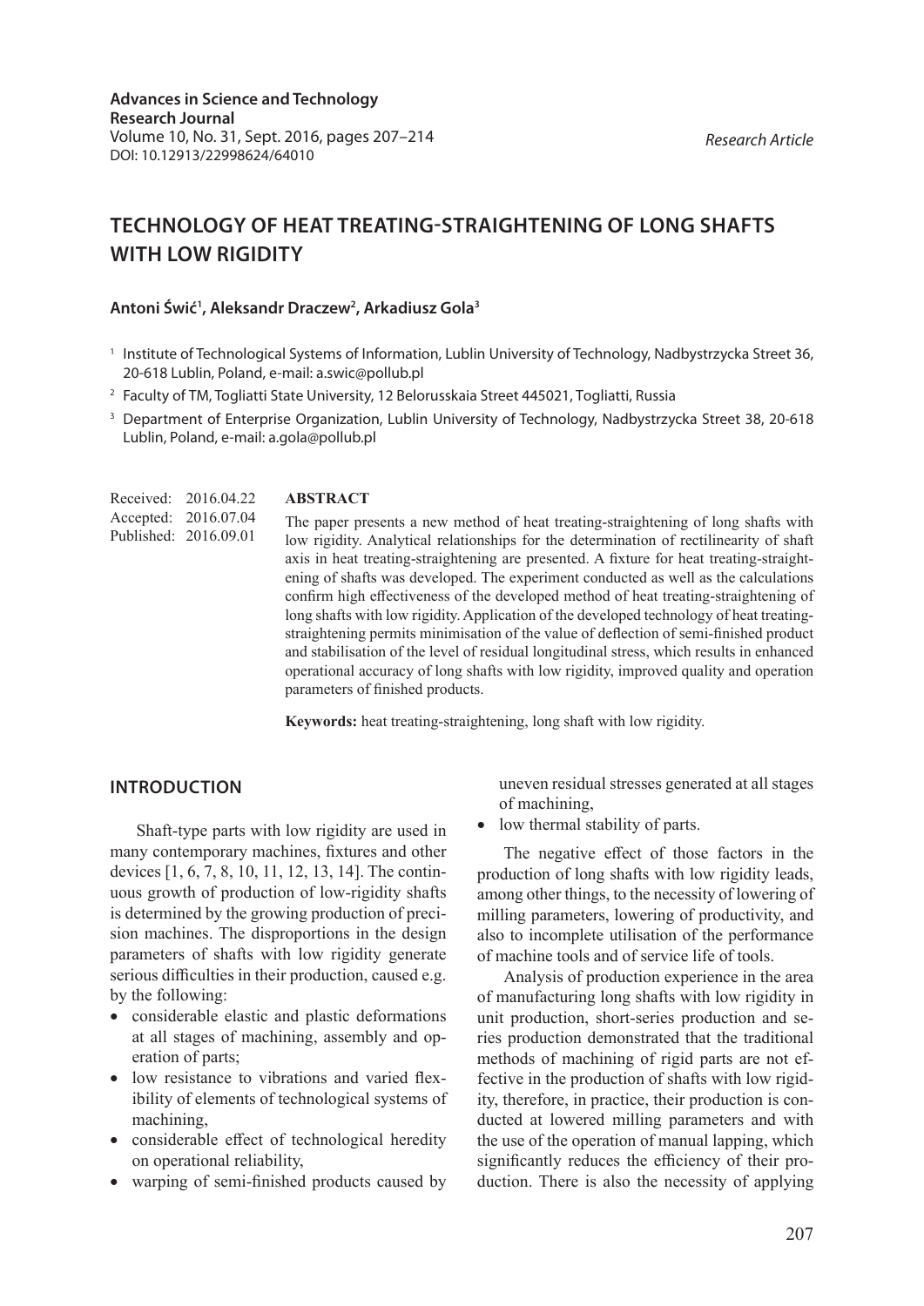Advances in Science and Technology
Research Journal
Volume 10, No. 31, Sept. 2016, pages 207–214
DOI: 10.12913/22998624/64010

*Research Article*

# TECHNOLOGY OF HEAT TREATING-STRAIGHTENING OF LONG SHAFTS WITH LOW RIGIDITY

**Antoni Świć[1], Aleksandr Draczew[2], Arkadiusz Gola[3]**

[1] Institute of Technological Systems of Information, Lublin University of Technology, Nadbystrzycka Street 36, 20-618 Lublin, Poland, e-mail: a.swic@pollub.pl

[2] Faculty of TM, Togliatti State University, 12 Belorusskaia Street 445021, Togliatti, Russia

[3] Department of Enterprise Organization, Lublin University of Technology, Nadbystrzycka Street 38, 20-618 Lublin, Poland, e-mail: a.gola@pollub.pl

Received: 2016.04.22
Accepted: 2016.07.04
Published: 2016.09.01

## ABSTRACT

The paper presents a new method of heat treating-straightening of long shafts with low rigidity. Analytical relationships for the determination of rectilinearity of shaft axis in heat treating-straightening are presented. A fixture for heat treating-straightening of shafts was developed. The experiment conducted as well as the calculations confirm high effectiveness of the developed method of heat treating-straightening of long shafts with low rigidity. Application of the developed technology of heat treating-straightening permits minimisation of the value of deflection of semi-finished product and stabilisation of the level of residual longitudinal stress, which results in enhanced operational accuracy of long shafts with low rigidity, improved quality and operation parameters of finished products.

**Keywords:** heat treating-straightening, long shaft with low rigidity.

## INTRODUCTION

Shaft-type parts with low rigidity are used in many contemporary machines, fixtures and other devices [1, 6, 7, 8, 10, 11, 12, 13, 14]. The continuous growth of production of low-rigidity shafts is determined by the growing production of precision machines. The disproportions in the design parameters of shafts with low rigidity generate serious difficulties in their production, caused e.g. by the following:

- considerable elastic and plastic deformations at all stages of machining, assembly and operation of parts;
- low resistance to vibrations and varied flexibility of elements of technological systems of machining,
- considerable effect of technological heredity on operational reliability,
- warping of semi-finished products caused by uneven residual stresses generated at all stages of machining,
- low thermal stability of parts.

The negative effect of those factors in the production of long shafts with low rigidity leads, among other things, to the necessity of lowering of milling parameters, lowering of productivity, and also to incomplete utilisation of the performance of machine tools and of service life of tools.

Analysis of production experience in the area of manufacturing long shafts with low rigidity in unit production, short-series production and series production demonstrated that the traditional methods of machining of rigid parts are not effective in the production of shafts with low rigidity, therefore, in practice, their production is conducted at lowered milling parameters and with the use of the operation of manual lapping, which significantly reduces the efficiency of their production. There is also the necessity of applying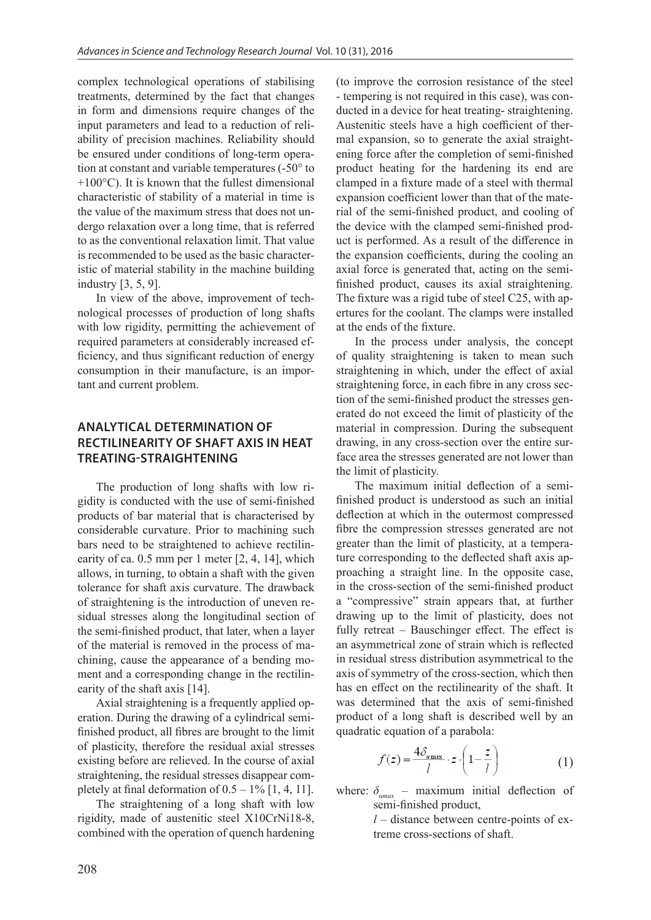complex technological operations of stabilising treatments, determined by the fact that changes in form and dimensions require changes of the input parameters and lead to a reduction of reliability of precision machines. Reliability should be ensured under conditions of long-term operation at constant and variable temperatures (-50° to +100°C). It is known that the fullest dimensional characteristic of stability of a material in time is the value of the maximum stress that does not undergo relaxation over a long time, that is referred to as the conventional relaxation limit. That value is recommended to be used as the basic characteristic of material stability in the machine building industry [3, 5, 9].

In view of the above, improvement of technological processes of production of long shafts with low rigidity, permitting the achievement of required parameters at considerably increased efficiency, and thus significant reduction of energy consumption in their manufacture, is an important and current problem.

## ANALYTICAL DETERMINATION OF RECTILINEARITY OF SHAFT AXIS IN HEAT TREATING-STRAIGHTENING

The production of long shafts with low rigidity is conducted with the use of semi-finished products of bar material that is characterised by considerable curvature. Prior to machining such bars need to be straightened to achieve rectilinearity of ca. 0.5 mm per 1 meter [2, 4, 14], which allows, in turning, to obtain a shaft with the given tolerance for shaft axis curvature. The drawback of straightening is the introduction of uneven residual stresses along the longitudinal section of the semi-finished product, that later, when a layer of the material is removed in the process of machining, cause the appearance of a bending moment and a corresponding change in the rectilinearity of the shaft axis [14].

Axial straightening is a frequently applied operation. During the drawing of a cylindrical semi-finished product, all fibres are brought to the limit of plasticity, therefore the residual axial stresses existing before are relieved. In the course of axial straightening, the residual stresses disappear completely at final deformation of 0.5 – 1% [1, 4, 11].

The straightening of a long shaft with low rigidity, made of austenitic steel X10CrNi18-8, combined with the operation of quench hardening (to improve the corrosion resistance of the steel - tempering is not required in this case), was conducted in a device for heat treating- straightening. Austenitic steels have a high coefficient of thermal expansion, so to generate the axial straightening force after the completion of semi-finished product heating for the hardening its end are clamped in a fixture made of a steel with thermal expansion coefficient lower than that of the material of the semi-finished product, and cooling of the device with the clamped semi-finished product is performed. As a result of the difference in the expansion coefficients, during the cooling an axial force is generated that, acting on the semi-finished product, causes its axial straightening. The fixture was a rigid tube of steel C25, with apertures for the coolant. The clamps were installed at the ends of the fixture.

In the process under analysis, the concept of quality straightening is taken to mean such straightening in which, under the effect of axial straightening force, in each fibre in any cross section of the semi-finished product the stresses generated do not exceed the limit of plasticity of the material in compression. During the subsequent drawing, in any cross-section over the entire surface area the stresses generated are not lower than the limit of plasticity.

The maximum initial deflection of a semi-finished product is understood as such an initial deflection at which in the outermost compressed fibre the compression stresses generated are not greater than the limit of plasticity, at a temperature corresponding to the deflected shaft axis approaching a straight line. In the opposite case, in the cross-section of the semi-finished product a "compressive" strain appears that, at further drawing up to the limit of plasticity, does not fully retreat – Bauschinger effect. The effect is an asymmetrical zone of strain which is reflected in residual stress distribution asymmetrical to the axis of symmetry of the cross-section, which then has en effect on the rectilinearity of the shaft. It was determined that the axis of semi-finished product of a long shaft is described well by an quadratic equation of a parabola:

$$f(z) = \frac{4\delta_{u\max}}{l} \cdot z \cdot \left(1 - \frac{z}{l}\right) \tag{1}$$

where: $\delta_{umax}$ – maximum initial deflection of semi-finished product,
$l$ – distance between centre-points of extreme cross-sections of shaft.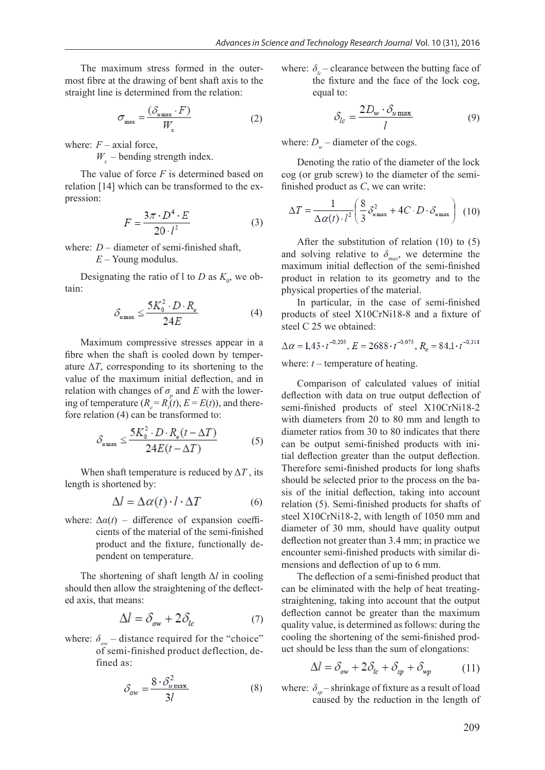The maximum stress formed in the outermost fibre at the drawing of bent shaft axis to the straight line is determined from the relation:

$$\sigma_{\max} = \frac{(\delta_{u\max} \cdot F)}{W_x} \tag{2}$$

where: $F$ – axial force,
$W_x$ – bending strength index.

The value of force $F$ is determined based on relation [14] which can be transformed to the expression:

$$F = \frac{3\pi \cdot D^4 \cdot E}{20 \cdot l^2} \tag{3}$$

where: $D$ – diameter of semi-finished shaft,
$E$ – Young modulus.

Designating the ratio of l to $D$ as $K_0$, we obtain:

$$\delta_{u\max} \leq \frac{5K_0^2 \cdot D \cdot R_e}{24E} \tag{4}$$

Maximum compressive stresses appear in a fibre when the shaft is cooled down by temperature $\Delta T$, corresponding to its shortening to the value of the maximum initial deflection, and in relation with changes of $\sigma_p$ and $E$ with the lowering of temperature ($R_e = R_t(t)$, $E = E(t)$), and therefore relation (4) can be transformed to:

$$\delta_{u\max} \leq \frac{5K_0^2 \cdot D \cdot R_e(t - \Delta T)}{24E(t - \Delta T)} \tag{5}$$

When shaft temperature is reduced by $\Delta T$, its length is shortened by:

$$\Delta l = \Delta\alpha(t) \cdot l \cdot \Delta T \tag{6}$$

where: $\Delta\alpha(t)$ – difference of expansion coefficients of the material of the semi-finished product and the fixture, functionally dependent on temperature.

The shortening of shaft length $\Delta l$ in cooling should then allow the straightening of the deflected axis, that means:

$$\Delta l = \delta_{ow} + 2\delta_{lc} \tag{7}$$

where: $\delta_{ow}$ – distance required for the "choice" of semi-finished product deflection, defined as:

$$\delta_{ow} = \frac{8 \cdot \delta_{u\max}^2}{3l} \tag{8}$$

where: $\delta_{lc}$ – clearance between the butting face of the fixture and the face of the lock cog, equal to:

$$\delta_{lc} = \frac{2D_w \cdot \delta_{u\max}}{l} \tag{9}$$

where: $D_w$ – diameter of the cogs.

Denoting the ratio of the diameter of the lock cog (or grub screw) to the diameter of the semi-finished product as $C$, we can write:

$$\Delta T = \frac{1}{\Delta\alpha(t) \cdot l^2}\left(\frac{8}{3}\delta_{u\max}^2 + 4C \cdot D \cdot \delta_{u\max}\right) \tag{10}$$

After the substitution of relation (10) to (5) and solving relative to $\delta_{max}$, we determine the maximum initial deflection of the semi-finished product in relation to its geometry and to the physical properties of the material.

In particular, in the case of semi-finished products of steel X10CrNi18-8 and a fixture of steel C 25 we obtained:

$$\Delta\alpha = 1{,}43 \cdot t^{-0{,}205},\ E = 2688 \cdot t^{-0{,}075},\ R_e = 84{,}1 \cdot t^{-0{,}314}$$

where: $t$ – temperature of heating.

Comparison of calculated values of initial deflection with data on true output deflection of semi-finished products of steel X10CrNi18-2 with diameters from 20 to 80 mm and length to diameter ratios from 30 to 80 indicates that there can be output semi-finished products with initial deflection greater than the output deflection. Therefore semi-finished products for long shafts should be selected prior to the process on the basis of the initial deflection, taking into account relation (5). Semi-finished products for shafts of steel X10CrNi18-2, with length of 1050 mm and diameter of 30 mm, should have quality output deflection not greater than 3.4 mm; in practice we encounter semi-finished products with similar dimensions and deflection of up to 6 mm.

The deflection of a semi-finished product that can be eliminated with the help of heat treating-straightening, taking into account that the output deflection cannot be greater than the maximum quality value, is determined as follows: during the cooling the shortening of the semi-finished product should be less than the sum of elongations:

$$\Delta l = \delta_{ow} + 2\delta_{lc} + \delta_{sp} + \delta_{wp} \tag{11}$$

where: $\delta_{sp}$ – shrinkage of fixture as a result of load caused by the reduction in the length of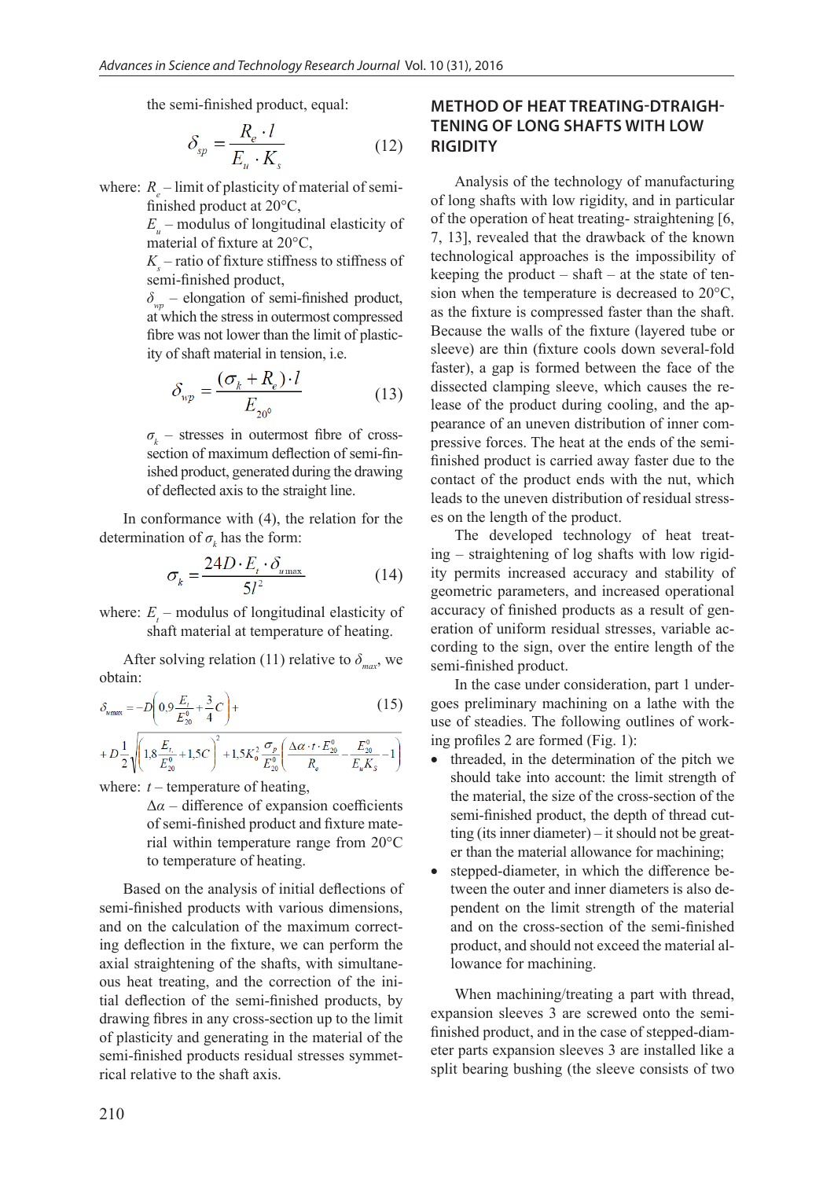the semi-finished product, equal:

$$\delta_{sp} = \frac{R_e \cdot l}{E_u \cdot K_s} \tag{12}$$

where: $R_e$ – limit of plasticity of material of semi-finished product at 20°C,

$E_u$ – modulus of longitudinal elasticity of material of fixture at 20°C,

$K_s$ – ratio of fixture stiffness to stiffness of semi-finished product,

$\delta_{wp}$ – elongation of semi-finished product, at which the stress in outermost compressed fibre was not lower than the limit of plasticity of shaft material in tension, i.e.

$$\delta_{wp} = \frac{(\sigma_k + R_e) \cdot l}{E_{20^0}} \tag{13}$$

$\sigma_k$ – stresses in outermost fibre of cross-section of maximum deflection of semi-finished product, generated during the drawing of deflected axis to the straight line.

In conformance with (4), the relation for the determination of $\sigma_k$ has the form:

$$\sigma_k = \frac{24D \cdot E_t \cdot \delta_{u\max}}{5l^2} \tag{14}$$

where: $E_t$ – modulus of longitudinal elasticity of shaft material at temperature of heating.

After solving relation (11) relative to $\delta_{max}$, we obtain:

$$\delta_{u\max} = -D\left(0{,}9\frac{E_t}{E_{20}^0} + \frac{3}{4}C\right) + D\frac{1}{2}\sqrt{\left(1{,}8\frac{E_{t_*}}{E_{20}^0} + 1{,}5C\right)^2 + 1{,}5K_0^2\frac{\sigma_p}{E_{20}^0}\left(\frac{\Delta\alpha \cdot t \cdot E_{20}^0}{R_e} - \frac{E_{20}^0}{E_u K_S} - 1\right)} \tag{15}$$

where: $t$ – temperature of heating,

$\Delta\alpha$ – difference of expansion coefficients of semi-finished product and fixture material within temperature range from 20°C to temperature of heating.

Based on the analysis of initial deflections of semi-finished products with various dimensions, and on the calculation of the maximum correcting deflection in the fixture, we can perform the axial straightening of the shafts, with simultaneous heat treating, and the correction of the initial deflection of the semi-finished products, by drawing fibres in any cross-section up to the limit of plasticity and generating in the material of the semi-finished products residual stresses symmetrical relative to the shaft axis.

## METHOD OF HEAT TREATING-DTRAIGHTENING OF LONG SHAFTS WITH LOW RIGIDITY

Analysis of the technology of manufacturing of long shafts with low rigidity, and in particular of the operation of heat treating- straightening [6, 7, 13], revealed that the drawback of the known technological approaches is the impossibility of keeping the product – shaft – at the state of tension when the temperature is decreased to 20°C, as the fixture is compressed faster than the shaft. Because the walls of the fixture (layered tube or sleeve) are thin (fixture cools down several-fold faster), a gap is formed between the face of the dissected clamping sleeve, which causes the release of the product during cooling, and the appearance of an uneven distribution of inner compressive forces. The heat at the ends of the semi-finished product is carried away faster due to the contact of the product ends with the nut, which leads to the uneven distribution of residual stresses on the length of the product.

The developed technology of heat treating – straightening of log shafts with low rigidity permits increased accuracy and stability of geometric parameters, and increased operational accuracy of finished products as a result of generation of uniform residual stresses, variable according to the sign, over the entire length of the semi-finished product.

In the case under consideration, part 1 undergoes preliminary machining on a lathe with the use of steadies. The following outlines of working profiles 2 are formed (Fig. 1):

- threaded, in the determination of the pitch we should take into account: the limit strength of the material, the size of the cross-section of the semi-finished product, the depth of thread cutting (its inner diameter) – it should not be greater than the material allowance for machining;
- stepped-diameter, in which the difference between the outer and inner diameters is also dependent on the limit strength of the material and on the cross-section of the semi-finished product, and should not exceed the material allowance for machining.

When machining/treating a part with thread, expansion sleeves 3 are screwed onto the semi-finished product, and in the case of stepped-diameter parts expansion sleeves 3 are installed like a split bearing bushing (the sleeve consists of two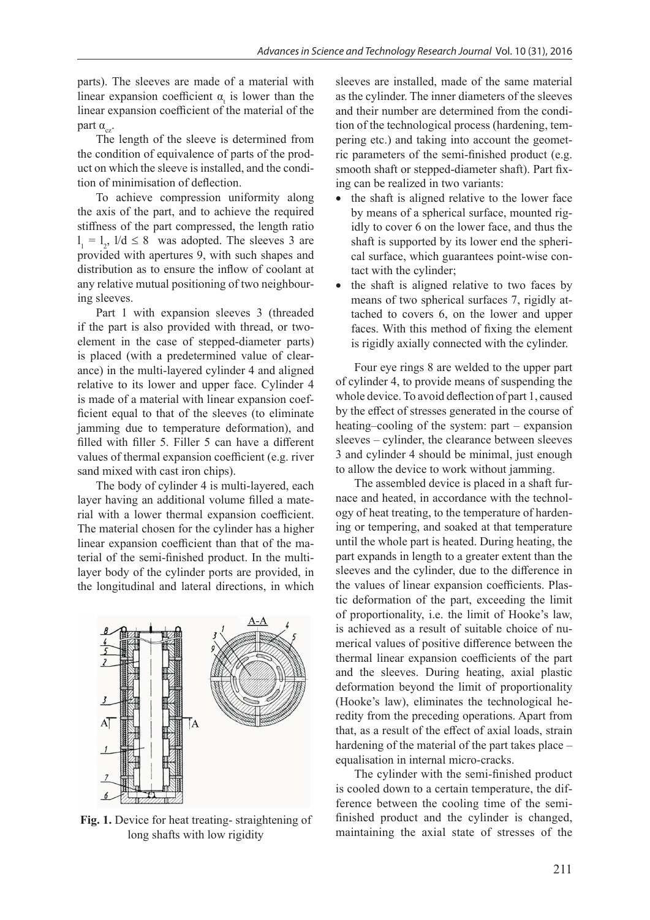parts). The sleeves are made of a material with linear expansion coefficient $\alpha_t$ is lower than the linear expansion coefficient of the material of the part $\alpha_{cz}$.

The length of the sleeve is determined from the condition of equivalence of parts of the product on which the sleeve is installed, and the condition of minimisation of deflection.

To achieve compression uniformity along the axis of the part, and to achieve the required stiffness of the part compressed, the length ratio $l_1 = l_2$, $l/d \leq 8$ was adopted. The sleeves 3 are provided with apertures 9, with such shapes and distribution as to ensure the inflow of coolant at any relative mutual positioning of two neighbouring sleeves.

Part 1 with expansion sleeves 3 (threaded if the part is also provided with thread, or two-element in the case of stepped-diameter parts) is placed (with a predetermined value of clearance) in the multi-layered cylinder 4 and aligned relative to its lower and upper face. Cylinder 4 is made of a material with linear expansion coefficient equal to that of the sleeves (to eliminate jamming due to temperature deformation), and filled with filler 5. Filler 5 can have a different values of thermal expansion coefficient (e.g. river sand mixed with cast iron chips).

The body of cylinder 4 is multi-layered, each layer having an additional volume filled a material with a lower thermal expansion coefficient. The material chosen for the cylinder has a higher linear expansion coefficient than that of the material of the semi-finished product. In the multi-layer body of the cylinder ports are provided, in the longitudinal and lateral directions, in which

**Fig. 1.** Device for heat treating- straightening of long shafts with low rigidity

sleeves are installed, made of the same material as the cylinder. The inner diameters of the sleeves and their number are determined from the condition of the technological process (hardening, tempering etc.) and taking into account the geometric parameters of the semi-finished product (e.g. smooth shaft or stepped-diameter shaft). Part fixing can be realized in two variants:

- the shaft is aligned relative to the lower face by means of a spherical surface, mounted rigidly to cover 6 on the lower face, and thus the shaft is supported by its lower end the spherical surface, which guarantees point-wise contact with the cylinder;
- the shaft is aligned relative to two faces by means of two spherical surfaces 7, rigidly attached to covers 6, on the lower and upper faces. With this method of fixing the element is rigidly axially connected with the cylinder.

Four eye rings 8 are welded to the upper part of cylinder 4, to provide means of suspending the whole device. To avoid deflection of part 1, caused by the effect of stresses generated in the course of heating–cooling of the system: part – expansion sleeves – cylinder, the clearance between sleeves 3 and cylinder 4 should be minimal, just enough to allow the device to work without jamming.

The assembled device is placed in a shaft furnace and heated, in accordance with the technology of heat treating, to the temperature of hardening or tempering, and soaked at that temperature until the whole part is heated. During heating, the part expands in length to a greater extent than the sleeves and the cylinder, due to the difference in the values of linear expansion coefficients. Plastic deformation of the part, exceeding the limit of proportionality, i.e. the limit of Hooke's law, is achieved as a result of suitable choice of numerical values of positive difference between the thermal linear expansion coefficients of the part and the sleeves. During heating, axial plastic deformation beyond the limit of proportionality (Hooke's law), eliminates the technological heredity from the preceding operations. Apart from that, as a result of the effect of axial loads, strain hardening of the material of the part takes place – equalisation in internal micro-cracks.

The cylinder with the semi-finished product is cooled down to a certain temperature, the difference between the cooling time of the semi-finished product and the cylinder is changed, maintaining the axial state of stresses of the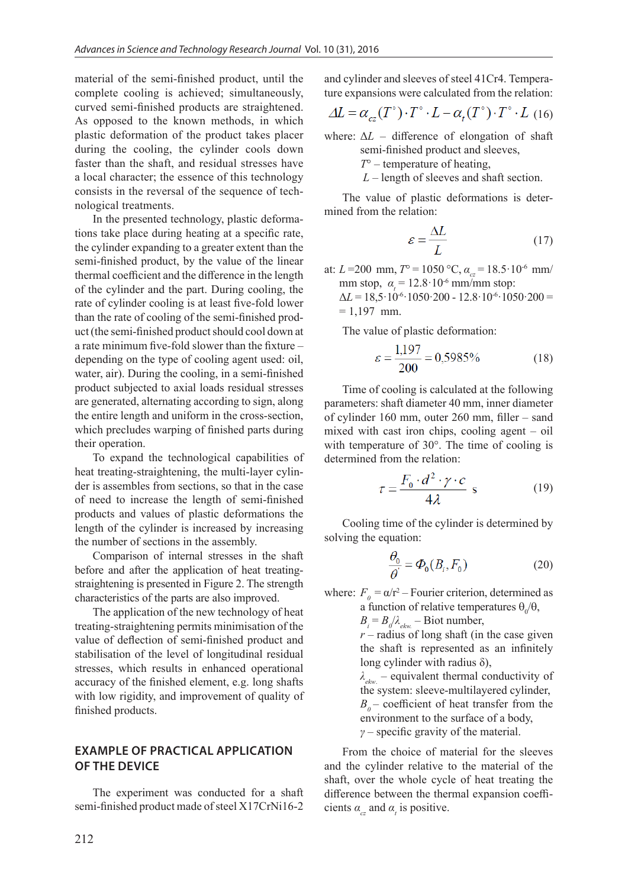material of the semi-finished product, until the complete cooling is achieved; simultaneously, curved semi-finished products are straightened. As opposed to the known methods, in which plastic deformation of the product takes placer during the cooling, the cylinder cools down faster than the shaft, and residual stresses have a local character; the essence of this technology consists in the reversal of the sequence of technological treatments.

In the presented technology, plastic deformations take place during heating at a specific rate, the cylinder expanding to a greater extent than the semi-finished product, by the value of the linear thermal coefficient and the difference in the length of the cylinder and the part. During cooling, the rate of cylinder cooling is at least five-fold lower than the rate of cooling of the semi-finished product (the semi-finished product should cool down at a rate minimum five-fold slower than the fixture – depending on the type of cooling agent used: oil, water, air). During the cooling, in a semi-finished product subjected to axial loads residual stresses are generated, alternating according to sign, along the entire length and uniform in the cross-section, which precludes warping of finished parts during their operation.

To expand the technological capabilities of heat treating-straightening, the multi-layer cylinder is assembles from sections, so that in the case of need to increase the length of semi-finished products and values of plastic deformations the length of the cylinder is increased by increasing the number of sections in the assembly.

Comparison of internal stresses in the shaft before and after the application of heat treating-straightening is presented in Figure 2. The strength characteristics of the parts are also improved.

The application of the new technology of heat treating-straightening permits minimisation of the value of deflection of semi-finished product and stabilisation of the level of longitudinal residual stresses, which results in enhanced operational accuracy of the finished element, e.g. long shafts with low rigidity, and improvement of quality of finished products.

## EXAMPLE OF PRACTICAL APPLICATION OF THE DEVICE

The experiment was conducted for a shaft semi-finished product made of steel X17CrNi16-2 and cylinder and sleeves of steel 41Cr4. Temperature expansions were calculated from the relation:

$$\Delta L = \alpha_{cz}(T^{\circ}) \cdot T^{\circ} \cdot L - \alpha_{t}(T^{\circ}) \cdot T^{\circ} \cdot L \quad (16)$$

where: $\Delta L$ – difference of elongation of shaft semi-finished product and sleeves,
$T^{\circ}$ – temperature of heating,
$L$ – length of sleeves and shaft section.

The value of plastic deformations is determined from the relation:

$$\varepsilon = \frac{\Delta L}{L} \quad (17)$$

at: $L$ = 200 mm, $T^{\circ}$ = 1050 °C, $\alpha_{cz}$ = 18.5·10^-6^ mm/mm stop, $\alpha_t$ = 12.8·10^-6^ mm/mm stop:
$\Delta L$ = 18,5·10^-6^·1050·200 - 12.8·10^-6^·1050·200 = = 1,197 mm.

The value of plastic deformation:

$$\varepsilon = \frac{1{,}197}{200} = 0{,}5985\% \quad (18)$$

Time of cooling is calculated at the following parameters: shaft diameter 40 mm, inner diameter of cylinder 160 mm, outer 260 mm, filler – sand mixed with cast iron chips, cooling agent – oil with temperature of 30°. The time of cooling is determined from the relation:

$$\tau = \frac{F_0 \cdot d^2 \cdot \gamma \cdot c}{4\lambda} \text{ s} \quad (19)$$

Cooling time of the cylinder is determined by solving the equation:

$$\frac{\theta_0}{\theta'} = \Phi_0(B_i, F_0) \quad (20)$$

where: $F_0 = \alpha/r^2$ – Fourier criterion, determined as a function of relative temperatures $\theta_0/\theta$,
$B_i = B_0/\lambda_{ekw.}$ – Biot number,
$r$ – radius of long shaft (in the case given the shaft is represented as an infinitely long cylinder with radius $\delta$),
$\lambda_{ekw.}$ – equivalent thermal conductivity of the system: sleeve-multilayered cylinder,
$B_0$ – coefficient of heat transfer from the environment to the surface of a body,
$\gamma$ – specific gravity of the material.

From the choice of material for the sleeves and the cylinder relative to the material of the shaft, over the whole cycle of heat treating the difference between the thermal expansion coefficients $\alpha_{cz}$ and $\alpha_t$ is positive.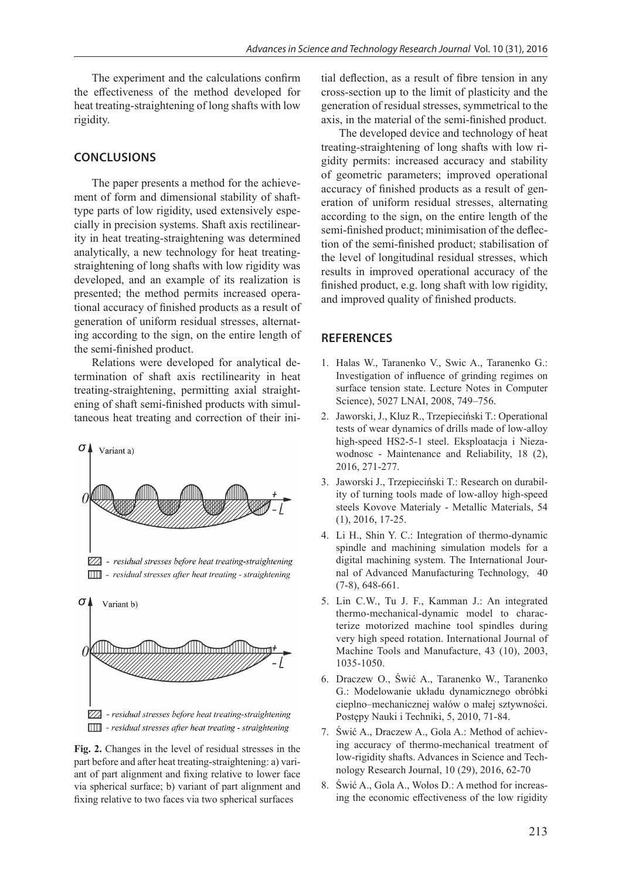The experiment and the calculations confirm the effectiveness of the method developed for heat treating-straightening of long shafts with low rigidity.

## CONCLUSIONS

The paper presents a method for the achievement of form and dimensional stability of shaft-type parts of low rigidity, used extensively especially in precision systems. Shaft axis rectilinearity in heat treating-straightening was determined analytically, a new technology for heat treating-straightening of long shafts with low rigidity was developed, and an example of its realization is presented; the method permits increased operational accuracy of finished products as a result of generation of uniform residual stresses, alternating according to the sign, on the entire length of the semi-finished product.

Relations were developed for analytical determination of shaft axis rectilinearity in heat treating-straightening, permitting axial straightening of shaft semi-finished products with simultaneous heat treating and correction of their initial deflection, as a result of fibre tension in any cross-section up to the limit of plasticity and the generation of residual stresses, symmetrical to the axis, in the material of the semi-finished product.

The developed device and technology of heat treating-straightening of long shafts with low rigidity permits: increased accuracy and stability of geometric parameters; improved operational accuracy of finished products as a result of generation of uniform residual stresses, alternating according to the sign, on the entire length of the semi-finished product; minimisation of the deflection of the semi-finished product; stabilisation of the level of longitudinal residual stresses, which results in improved operational accuracy of the finished product, e.g. long shaft with low rigidity, and improved quality of finished products.

**Fig. 2.** Changes in the level of residual stresses in the part before and after heat treating-straightening: a) variant of part alignment and fixing relative to lower face via spherical surface; b) variant of part alignment and fixing relative to two faces via two spherical surfaces

## REFERENCES

1. Halas W., Taranenko V., Swic A., Taranenko G.: Investigation of influence of grinding regimes on surface tension state. Lecture Notes in Computer Science), 5027 LNAI, 2008, 749–756.
2. Jaworski, J., Kluz R., Trzepieciński T.: Operational tests of wear dynamics of drills made of low-alloy high-speed HS2-5-1 steel. Eksploatacja i Niezawodnosc - Maintenance and Reliability, 18 (2), 2016, 271-277.
3. Jaworski J., Trzepieciński T.: Research on durability of turning tools made of low-alloy high-speed steels Kovove Materialy - Metallic Materials, 54 (1), 2016, 17-25.
4. Li H., Shin Y. C.: Integration of thermo-dynamic spindle and machining simulation models for a digital machining system. The International Journal of Advanced Manufacturing Technology, 40 (7-8), 648-661.
5. Lin C.W., Tu J. F., Kamman J.: An integrated thermo-mechanical-dynamic model to characterize motorized machine tool spindles during very high speed rotation. International Journal of Machine Tools and Manufacture, 43 (10), 2003, 1035-1050.
6. Draczew O., Świć A., Taranenko W., Taranenko G.: Modelowanie układu dynamicznego obróbki cieplno–mechanicznej wałów o małej sztywności. Postępy Nauki i Techniki, 5, 2010, 71-84.
7. Świć A., Draczew A., Gola A.: Method of achieving accuracy of thermo-mechanical treatment of low-rigidity shafts. Advances in Science and Technology Research Journal, 10 (29), 2016, 62-70
8. Świć A., Gola A., Wołos D.: A method for increasing the economic effectiveness of the low rigidity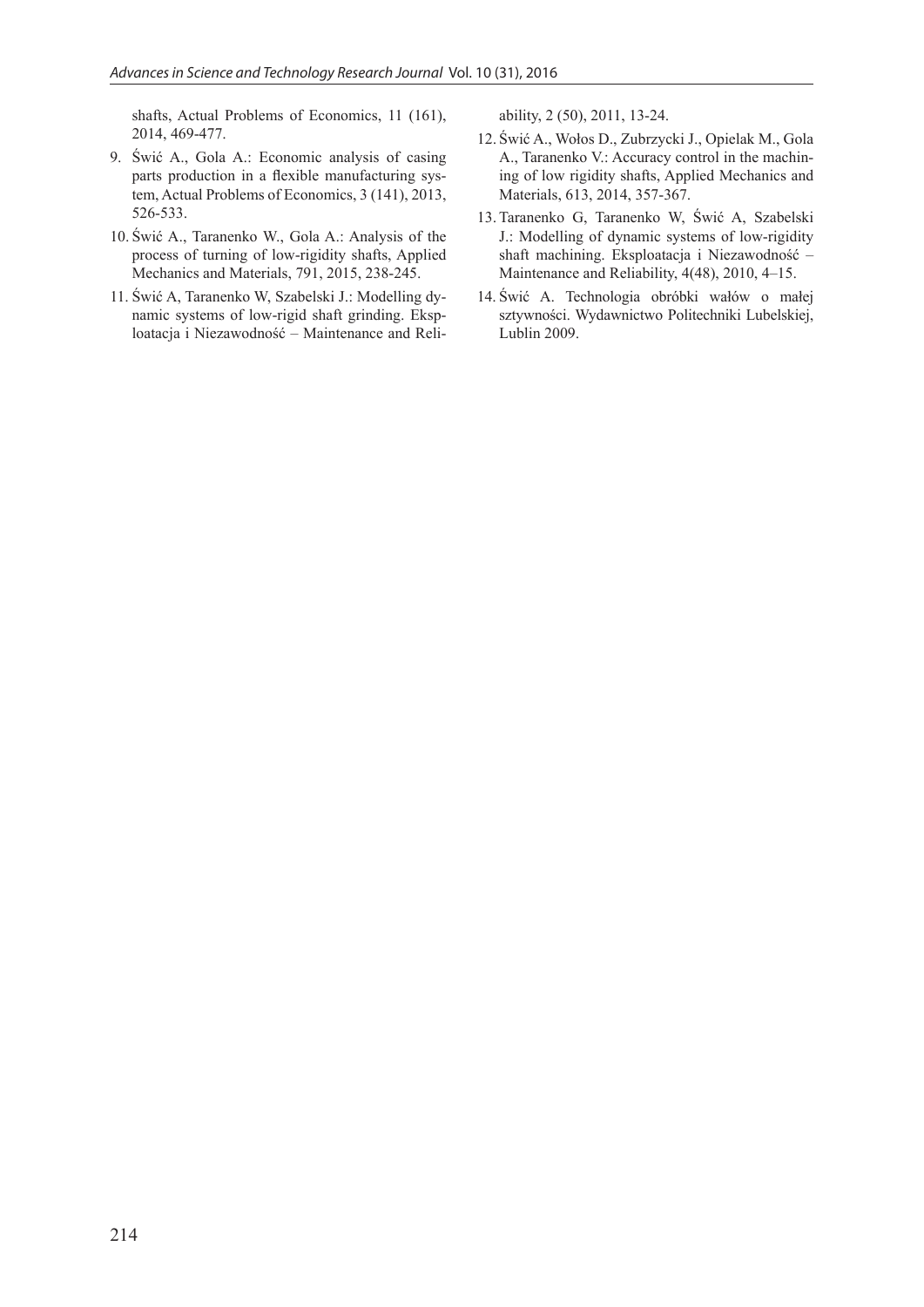shafts, Actual Problems of Economics, 11 (161), 2014, 469-477.

9. Świć A., Gola A.: Economic analysis of casing parts production in a flexible manufacturing system, Actual Problems of Economics, 3 (141), 2013, 526-533.
10. Świć A., Taranenko W., Gola A.: Analysis of the process of turning of low-rigidity shafts, Applied Mechanics and Materials, 791, 2015, 238-245.
11. Świć A, Taranenko W, Szabelski J.: Modelling dynamic systems of low-rigid shaft grinding. Eksploatacja i Niezawodność – Maintenance and Reliability, 2 (50), 2011, 13-24.
12. Świć A., Wołos D., Zubrzycki J., Opielak M., Gola A., Taranenko V.: Accuracy control in the machining of low rigidity shafts, Applied Mechanics and Materials, 613, 2014, 357-367.
13. Taranenko G, Taranenko W, Świć A, Szabelski J.: Modelling of dynamic systems of low-rigidity shaft machining. Eksploatacja i Niezawodność – Maintenance and Reliability, 4(48), 2010, 4–15.
14. Świć A. Technologia obróbki wałów o małej sztywności. Wydawnictwo Politechniki Lubelskiej, Lublin 2009.